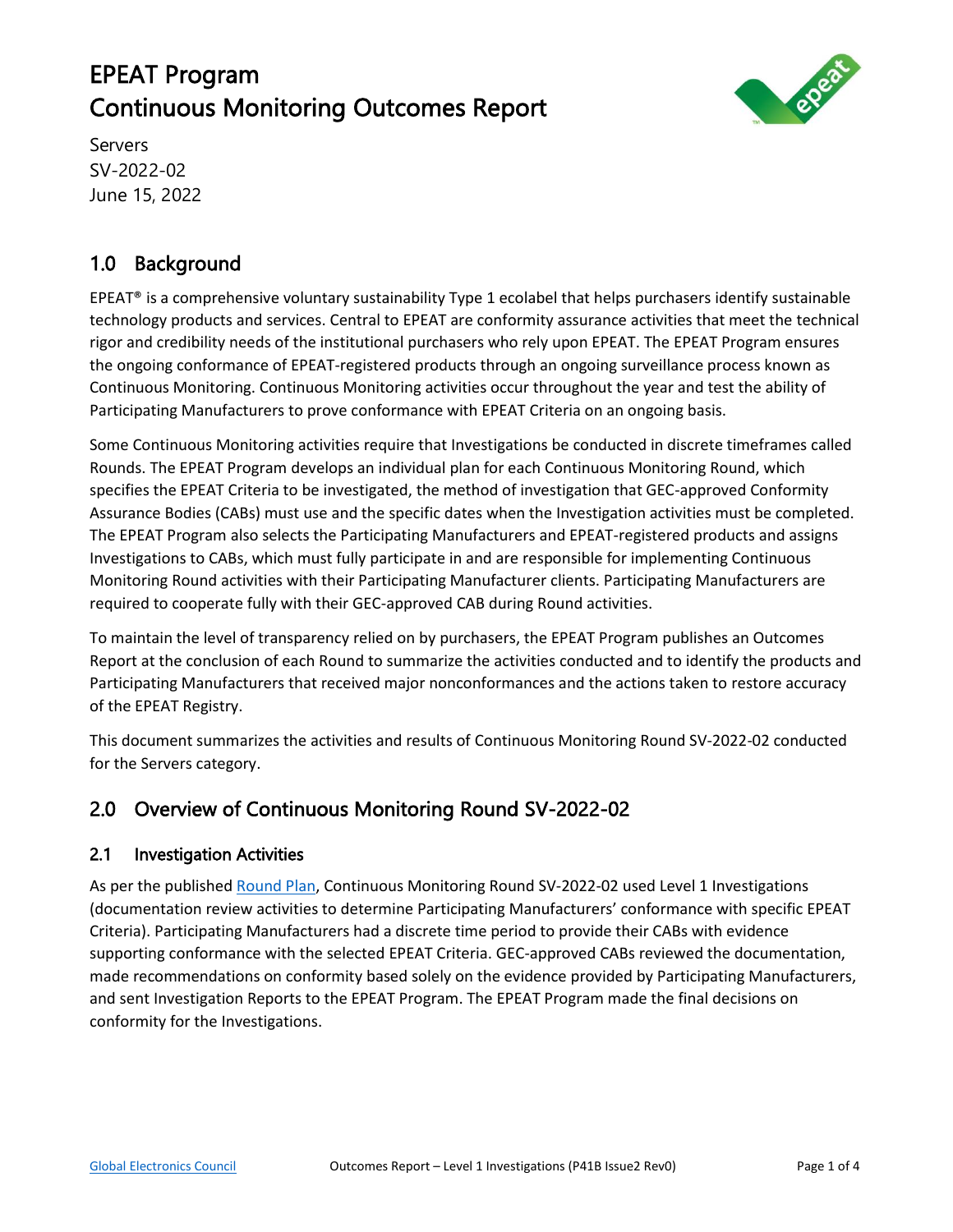# EPEAT Program
# Continuous Monitoring Outcomes Report

Servers
SV-2022-02
June 15, 2022

## 1.0 Background

EPEAT® is a comprehensive voluntary sustainability Type 1 ecolabel that helps purchasers identify sustainable technology products and services. Central to EPEAT are conformity assurance activities that meet the technical rigor and credibility needs of the institutional purchasers who rely upon EPEAT. The EPEAT Program ensures the ongoing conformance of EPEAT-registered products through an ongoing surveillance process known as Continuous Monitoring. Continuous Monitoring activities occur throughout the year and test the ability of Participating Manufacturers to prove conformance with EPEAT Criteria on an ongoing basis.

Some Continuous Monitoring activities require that Investigations be conducted in discrete timeframes called Rounds. The EPEAT Program develops an individual plan for each Continuous Monitoring Round, which specifies the EPEAT Criteria to be investigated, the method of investigation that GEC-approved Conformity Assurance Bodies (CABs) must use and the specific dates when the Investigation activities must be completed. The EPEAT Program also selects the Participating Manufacturers and EPEAT-registered products and assigns Investigations to CABs, which must fully participate in and are responsible for implementing Continuous Monitoring Round activities with their Participating Manufacturer clients. Participating Manufacturers are required to cooperate fully with their GEC-approved CAB during Round activities.

To maintain the level of transparency relied on by purchasers, the EPEAT Program publishes an Outcomes Report at the conclusion of each Round to summarize the activities conducted and to identify the products and Participating Manufacturers that received major nonconformances and the actions taken to restore accuracy of the EPEAT Registry.

This document summarizes the activities and results of Continuous Monitoring Round SV-2022-02 conducted for the Servers category.

## 2.0 Overview of Continuous Monitoring Round SV-2022-02

### 2.1 Investigation Activities

As per the published Round Plan, Continuous Monitoring Round SV-2022-02 used Level 1 Investigations (documentation review activities to determine Participating Manufacturers' conformance with specific EPEAT Criteria). Participating Manufacturers had a discrete time period to provide their CABs with evidence supporting conformance with the selected EPEAT Criteria. GEC-approved CABs reviewed the documentation, made recommendations on conformity based solely on the evidence provided by Participating Manufacturers, and sent Investigation Reports to the EPEAT Program. The EPEAT Program made the final decisions on conformity for the Investigations.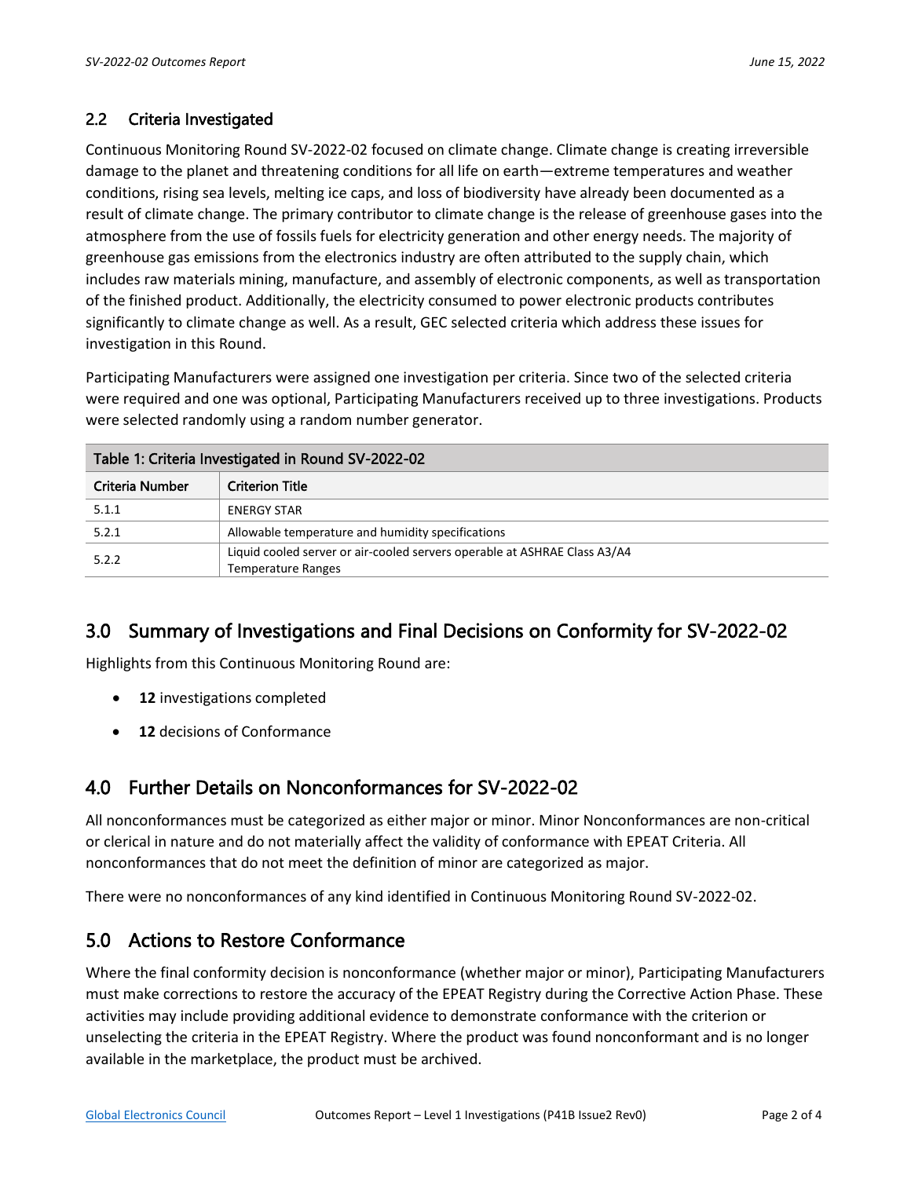### 2.2 Criteria Investigated

Continuous Monitoring Round SV-2022-02 focused on climate change. Climate change is creating irreversible damage to the planet and threatening conditions for all life on earth—extreme temperatures and weather conditions, rising sea levels, melting ice caps, and loss of biodiversity have already been documented as a result of climate change. The primary contributor to climate change is the release of greenhouse gases into the atmosphere from the use of fossils fuels for electricity generation and other energy needs. The majority of greenhouse gas emissions from the electronics industry are often attributed to the supply chain, which includes raw materials mining, manufacture, and assembly of electronic components, as well as transportation of the finished product. Additionally, the electricity consumed to power electronic products contributes significantly to climate change as well. As a result, GEC selected criteria which address these issues for investigation in this Round.

Participating Manufacturers were assigned one investigation per criteria. Since two of the selected criteria were required and one was optional, Participating Manufacturers received up to three investigations. Products were selected randomly using a random number generator.

**Table 1: Criteria Investigated in Round SV-2022-02**

| Criteria Number | Criterion Title |
|---|---|
| 5.1.1 | ENERGY STAR |
| 5.2.1 | Allowable temperature and humidity specifications |
| 5.2.2 | Liquid cooled server or air-cooled servers operable at ASHRAE Class A3/A4 Temperature Ranges |

## 3.0 Summary of Investigations and Final Decisions on Conformity for SV-2022-02

Highlights from this Continuous Monitoring Round are:

- **12** investigations completed
- **12** decisions of Conformance

## 4.0 Further Details on Nonconformances for SV-2022-02

All nonconformances must be categorized as either major or minor. Minor Nonconformances are non-critical or clerical in nature and do not materially affect the validity of conformance with EPEAT Criteria. All nonconformances that do not meet the definition of minor are categorized as major.

There were no nonconformances of any kind identified in Continuous Monitoring Round SV-2022-02.

## 5.0 Actions to Restore Conformance

Where the final conformity decision is nonconformance (whether major or minor), Participating Manufacturers must make corrections to restore the accuracy of the EPEAT Registry during the Corrective Action Phase. These activities may include providing additional evidence to demonstrate conformance with the criterion or unselecting the criteria in the EPEAT Registry. Where the product was found nonconformant and is no longer available in the marketplace, the product must be archived.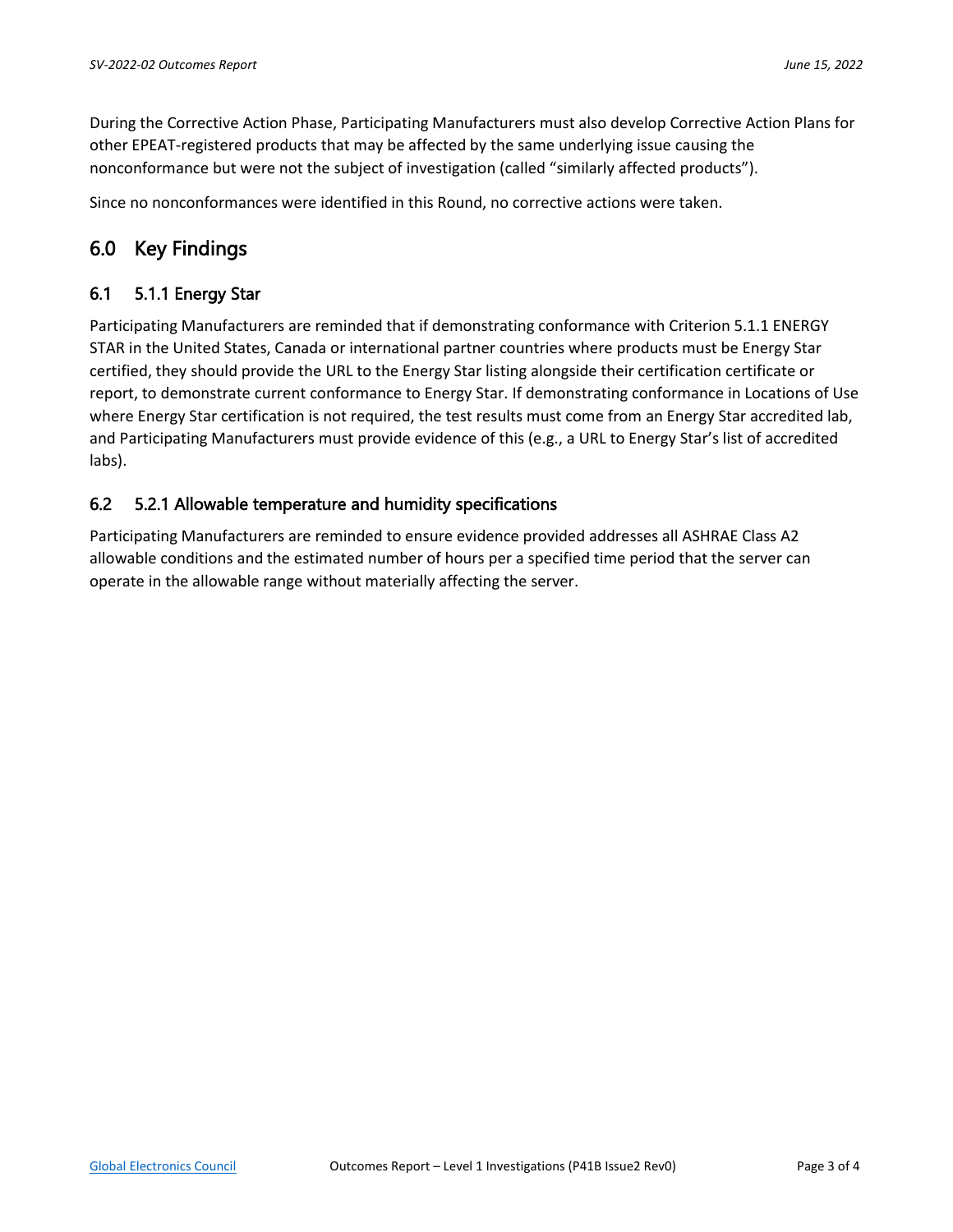During the Corrective Action Phase, Participating Manufacturers must also develop Corrective Action Plans for other EPEAT-registered products that may be affected by the same underlying issue causing the nonconformance but were not the subject of investigation (called "similarly affected products").

Since no nonconformances were identified in this Round, no corrective actions were taken.

# 6.0 Key Findings

## 6.1 5.1.1 Energy Star

Participating Manufacturers are reminded that if demonstrating conformance with Criterion 5.1.1 ENERGY STAR in the United States, Canada or international partner countries where products must be Energy Star certified, they should provide the URL to the Energy Star listing alongside their certification certificate or report, to demonstrate current conformance to Energy Star. If demonstrating conformance in Locations of Use where Energy Star certification is not required, the test results must come from an Energy Star accredited lab, and Participating Manufacturers must provide evidence of this (e.g., a URL to Energy Star's list of accredited labs).

## 6.2 5.2.1 Allowable temperature and humidity specifications

Participating Manufacturers are reminded to ensure evidence provided addresses all ASHRAE Class A2 allowable conditions and the estimated number of hours per a specified time period that the server can operate in the allowable range without materially affecting the server.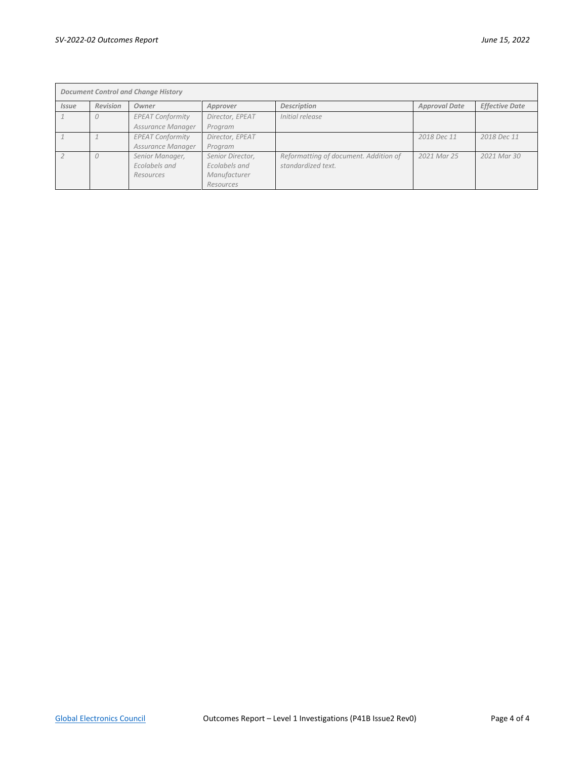| *Document Control and Change History* | | | | | | |
|---|---|---|---|---|---|---|
| *Issue* | *Revision* | *Owner* | *Approver* | *Description* | *Approval Date* | *Effective Date* |
| *1* | *0* | *EPEAT Conformity Assurance Manager* | *Director, EPEAT Program* | *Initial release* | | |
| *1* | *1* | *EPEAT Conformity Assurance Manager* | *Director, EPEAT Program* | | *2018 Dec 11* | *2018 Dec 11* |
| *2* | *0* | *Senior Manager, Ecolabels and Resources* | *Senior Director, Ecolabels and Manufacturer Resources* | *Reformatting of document. Addition of standardized text.* | *2021 Mar 25* | *2021 Mar 30* |